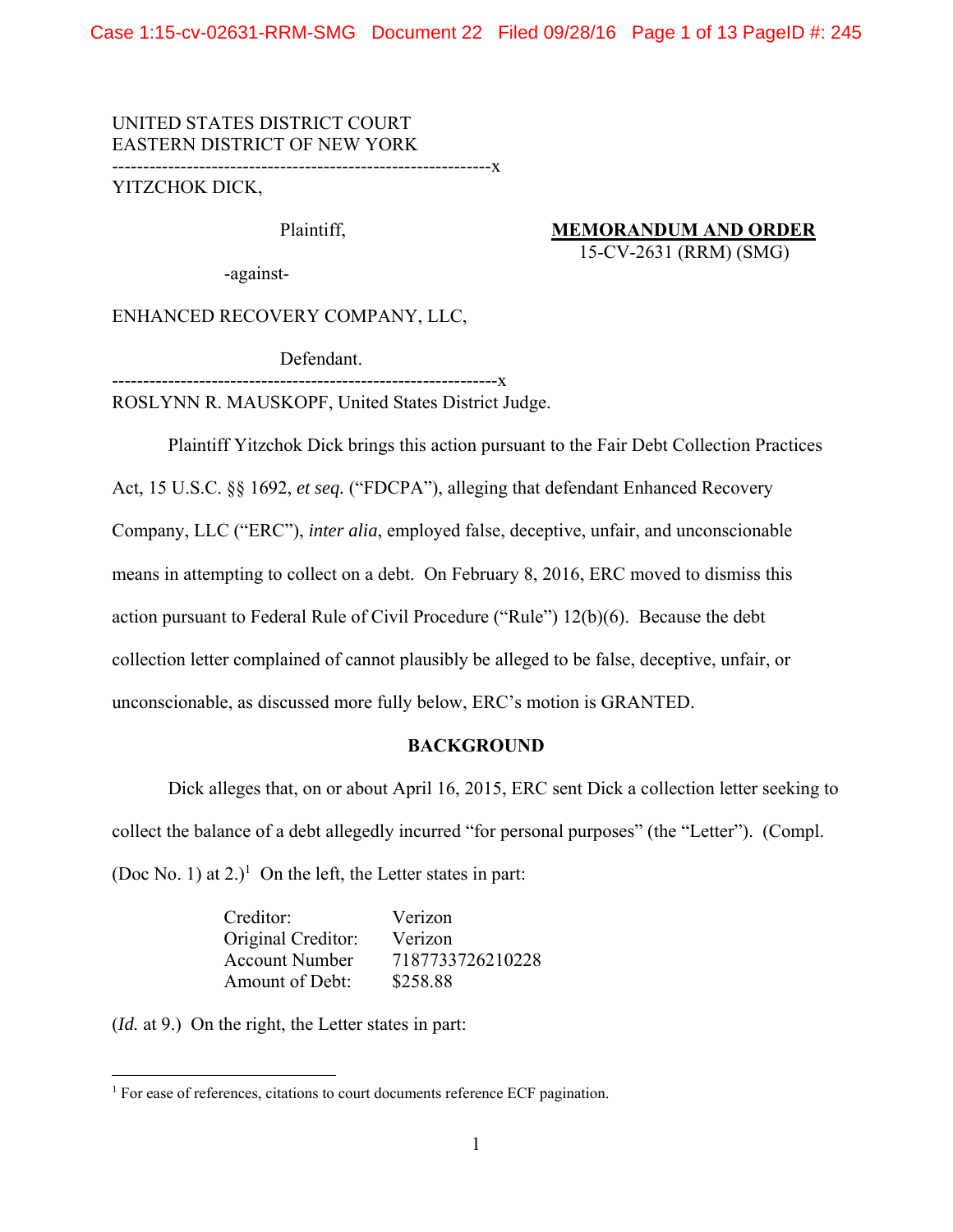UNITED STATES DISTRICT COURT
EASTERN DISTRICT OF NEW YORK

--------------------------------------------------------------x

YITZCHOK DICK,

Plaintiff,

-against-

ENHANCED RECOVERY COMPANY, LLC,

Defendant.

--------------------------------------------------------------x

**MEMORANDUM AND ORDER**
15-CV-2631 (RRM) (SMG)

ROSLYNN R. MAUSKOPF, United States District Judge.

Plaintiff Yitzchok Dick brings this action pursuant to the Fair Debt Collection Practices Act, 15 U.S.C. §§ 1692, *et seq.* ("FDCPA"), alleging that defendant Enhanced Recovery Company, LLC ("ERC"), *inter alia*, employed false, deceptive, unfair, and unconscionable means in attempting to collect on a debt. On February 8, 2016, ERC moved to dismiss this action pursuant to Federal Rule of Civil Procedure ("Rule") 12(b)(6). Because the debt collection letter complained of cannot plausibly be alleged to be false, deceptive, unfair, or unconscionable, as discussed more fully below, ERC's motion is GRANTED.

## BACKGROUND

Dick alleges that, on or about April 16, 2015, ERC sent Dick a collection letter seeking to collect the balance of a debt allegedly incurred "for personal purposes" (the "Letter"). (Compl. (Doc No. 1) at 2.)[1] On the left, the Letter states in part:

| | |
|---|---|
| Creditor: | Verizon |
| Original Creditor: | Verizon |
| Account Number | 7187733726210228 |
| Amount of Debt: | $258.88 |

(*Id.* at 9.) On the right, the Letter states in part:

[1] For ease of references, citations to court documents reference ECF pagination.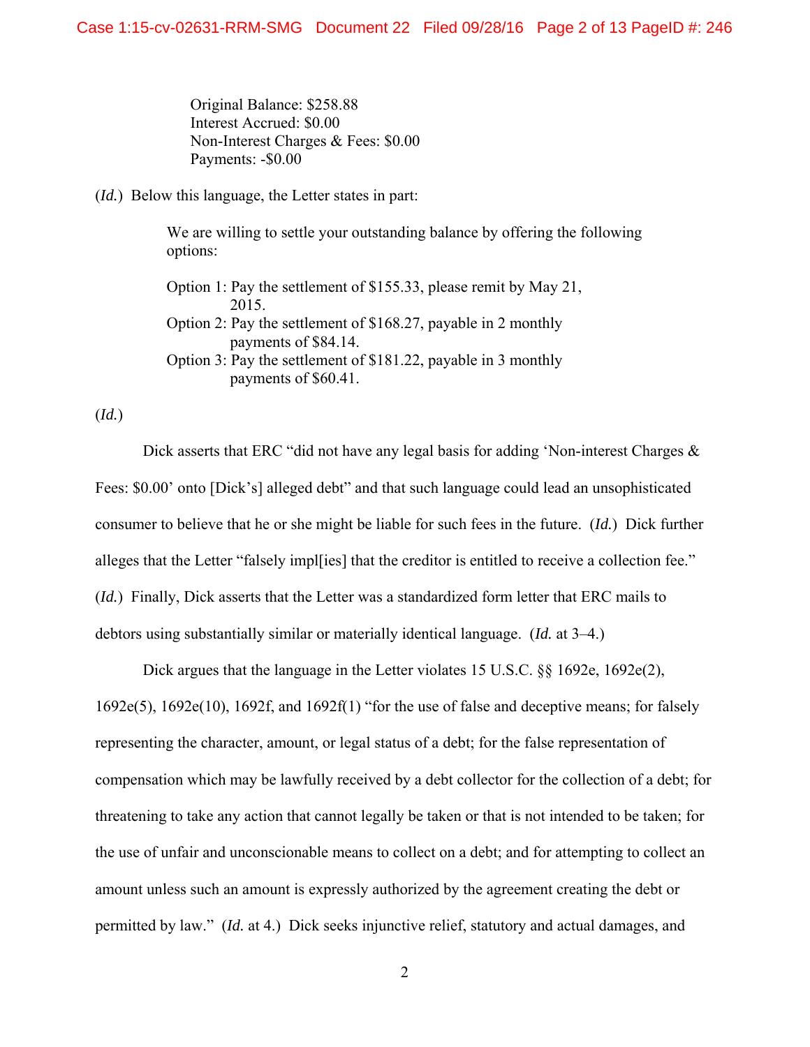> Original Balance: $258.88
> Interest Accrued: $0.00
> Non-Interest Charges & Fees: $0.00
> Payments: -$0.00

(*Id.*) Below this language, the Letter states in part:

> We are willing to settle your outstanding balance by offering the following options:
>
> Option 1: Pay the settlement of $155.33, please remit by May 21, 2015.
> Option 2: Pay the settlement of $168.27, payable in 2 monthly payments of $84.14.
> Option 3: Pay the settlement of $181.22, payable in 3 monthly payments of $60.41.

(*Id.*)

Dick asserts that ERC "did not have any legal basis for adding 'Non-interest Charges & Fees: $0.00' onto [Dick's] alleged debt" and that such language could lead an unsophisticated consumer to believe that he or she might be liable for such fees in the future. (*Id.*) Dick further alleges that the Letter "falsely impl[ies] that the creditor is entitled to receive a collection fee." (*Id.*) Finally, Dick asserts that the Letter was a standardized form letter that ERC mails to debtors using substantially similar or materially identical language. (*Id.* at 3–4.)

Dick argues that the language in the Letter violates 15 U.S.C. §§ 1692e, 1692e(2), 1692e(5), 1692e(10), 1692f, and 1692f(1) "for the use of false and deceptive means; for falsely representing the character, amount, or legal status of a debt; for the false representation of compensation which may be lawfully received by a debt collector for the collection of a debt; for threatening to take any action that cannot legally be taken or that is not intended to be taken; for the use of unfair and unconscionable means to collect on a debt; and for attempting to collect an amount unless such an amount is expressly authorized by the agreement creating the debt or permitted by law." (*Id.* at 4.) Dick seeks injunctive relief, statutory and actual damages, and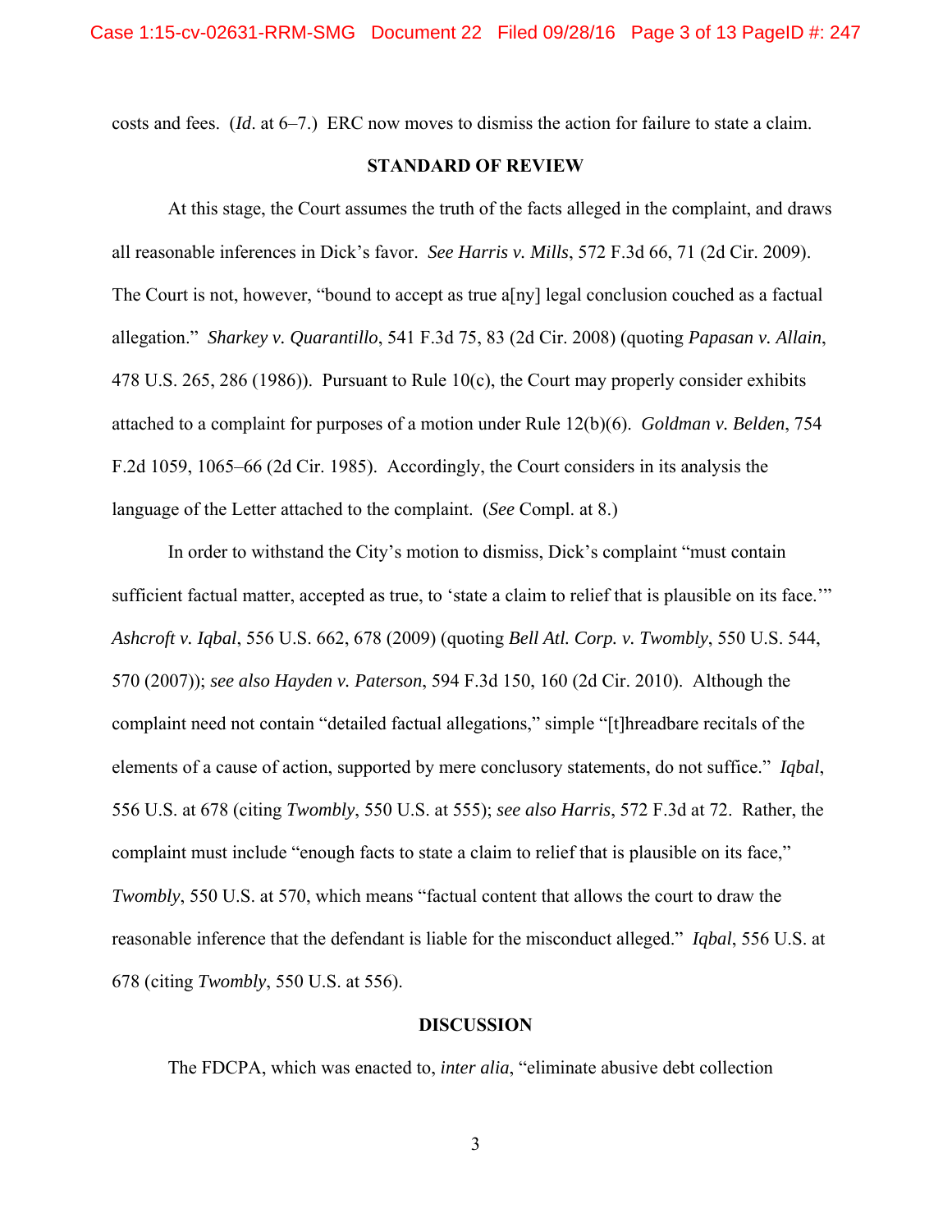costs and fees. (*Id*. at 6–7.) ERC now moves to dismiss the action for failure to state a claim.

## STANDARD OF REVIEW

At this stage, the Court assumes the truth of the facts alleged in the complaint, and draws all reasonable inferences in Dick's favor. *See Harris v. Mills*, 572 F.3d 66, 71 (2d Cir. 2009). The Court is not, however, "bound to accept as true a[ny] legal conclusion couched as a factual allegation." *Sharkey v. Quarantillo*, 541 F.3d 75, 83 (2d Cir. 2008) (quoting *Papasan v. Allain*, 478 U.S. 265, 286 (1986)). Pursuant to Rule 10(c), the Court may properly consider exhibits attached to a complaint for purposes of a motion under Rule 12(b)(6). *Goldman v. Belden*, 754 F.2d 1059, 1065–66 (2d Cir. 1985). Accordingly, the Court considers in its analysis the language of the Letter attached to the complaint. (*See* Compl. at 8.)

In order to withstand the City's motion to dismiss, Dick's complaint "must contain sufficient factual matter, accepted as true, to 'state a claim to relief that is plausible on its face.'" *Ashcroft v. Iqbal*, 556 U.S. 662, 678 (2009) (quoting *Bell Atl. Corp. v. Twombly*, 550 U.S. 544, 570 (2007)); *see also Hayden v. Paterson*, 594 F.3d 150, 160 (2d Cir. 2010). Although the complaint need not contain "detailed factual allegations," simple "[t]hreadbare recitals of the elements of a cause of action, supported by mere conclusory statements, do not suffice." *Iqbal*, 556 U.S. at 678 (citing *Twombly*, 550 U.S. at 555); *see also Harris*, 572 F.3d at 72. Rather, the complaint must include "enough facts to state a claim to relief that is plausible on its face," *Twombly*, 550 U.S. at 570, which means "factual content that allows the court to draw the reasonable inference that the defendant is liable for the misconduct alleged." *Iqbal*, 556 U.S. at 678 (citing *Twombly*, 550 U.S. at 556).

## DISCUSSION

The FDCPA, which was enacted to, *inter alia*, "eliminate abusive debt collection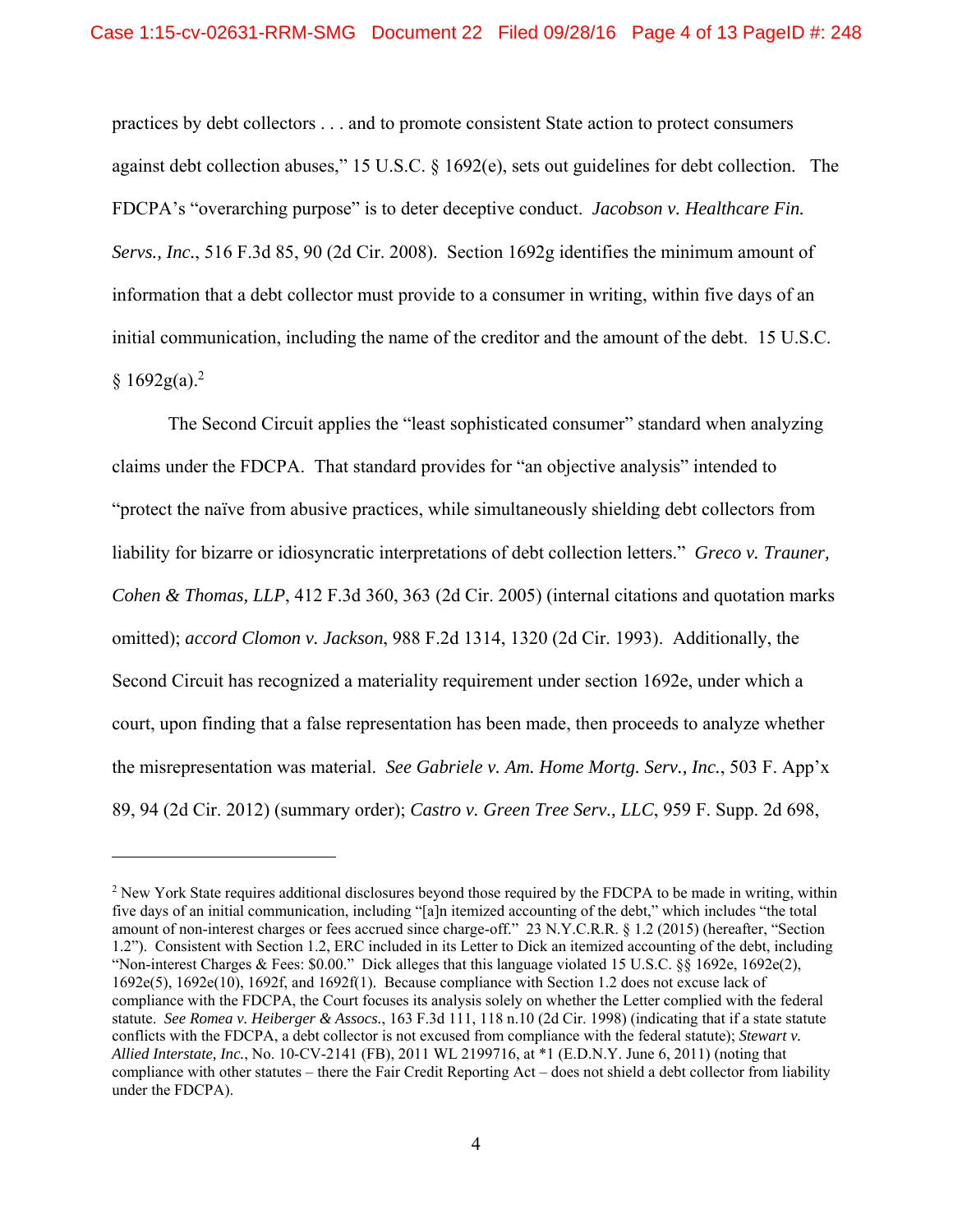practices by debt collectors . . . and to promote consistent State action to protect consumers against debt collection abuses," 15 U.S.C. § 1692(e), sets out guidelines for debt collection. The FDCPA's "overarching purpose" is to deter deceptive conduct. *Jacobson v. Healthcare Fin. Servs., Inc.*, 516 F.3d 85, 90 (2d Cir. 2008). Section 1692g identifies the minimum amount of information that a debt collector must provide to a consumer in writing, within five days of an initial communication, including the name of the creditor and the amount of the debt. 15 U.S.C. § 1692g(a).[2]

The Second Circuit applies the "least sophisticated consumer" standard when analyzing claims under the FDCPA. That standard provides for "an objective analysis" intended to "protect the naïve from abusive practices, while simultaneously shielding debt collectors from liability for bizarre or idiosyncratic interpretations of debt collection letters." *Greco v. Trauner, Cohen & Thomas, LLP*, 412 F.3d 360, 363 (2d Cir. 2005) (internal citations and quotation marks omitted); *accord Clomon v. Jackson*, 988 F.2d 1314, 1320 (2d Cir. 1993). Additionally, the Second Circuit has recognized a materiality requirement under section 1692e, under which a court, upon finding that a false representation has been made, then proceeds to analyze whether the misrepresentation was material. *See Gabriele v. Am. Home Mortg. Serv., Inc.*, 503 F. App'x 89, 94 (2d Cir. 2012) (summary order); *Castro v. Green Tree Serv., LLC*, 959 F. Supp. 2d 698,

---

[2] New York State requires additional disclosures beyond those required by the FDCPA to be made in writing, within five days of an initial communication, including "[a]n itemized accounting of the debt," which includes "the total amount of non-interest charges or fees accrued since charge-off." 23 N.Y.C.R.R. § 1.2 (2015) (hereafter, "Section 1.2"). Consistent with Section 1.2, ERC included in its Letter to Dick an itemized accounting of the debt, including "Non-interest Charges & Fees: $0.00." Dick alleges that this language violated 15 U.S.C. §§ 1692e, 1692e(2), 1692e(5), 1692e(10), 1692f, and 1692f(1). Because compliance with Section 1.2 does not excuse lack of compliance with the FDCPA, the Court focuses its analysis solely on whether the Letter complied with the federal statute. *See Romea v. Heiberger & Assocs.*, 163 F.3d 111, 118 n.10 (2d Cir. 1998) (indicating that if a state statute conflicts with the FDCPA, a debt collector is not excused from compliance with the federal statute); *Stewart v. Allied Interstate, Inc.*, No. 10-CV-2141 (FB), 2011 WL 2199716, at *1 (E.D.N.Y. June 6, 2011) (noting that compliance with other statutes – there the Fair Credit Reporting Act – does not shield a debt collector from liability under the FDCPA).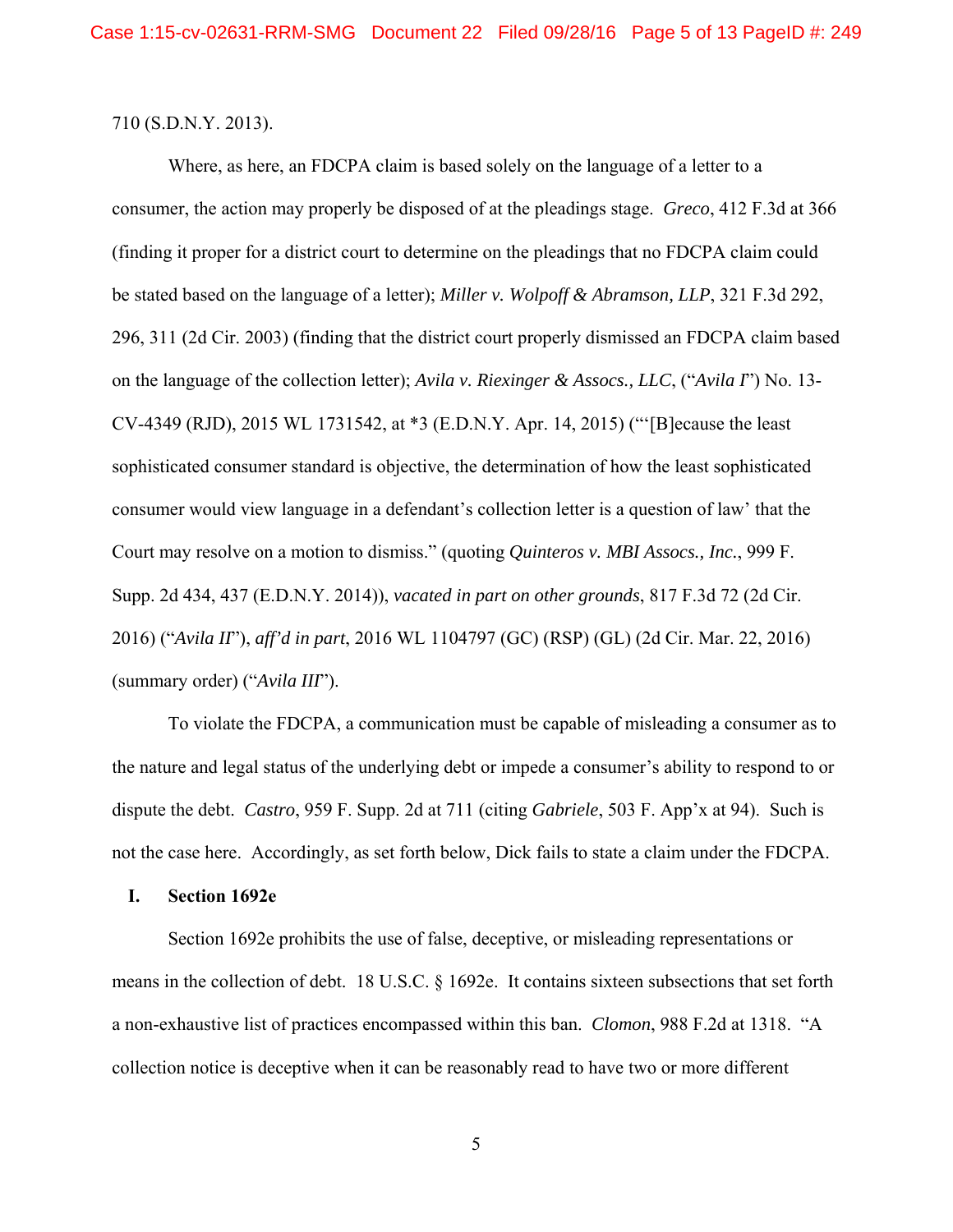710 (S.D.N.Y. 2013).

Where, as here, an FDCPA claim is based solely on the language of a letter to a consumer, the action may properly be disposed of at the pleadings stage. *Greco*, 412 F.3d at 366 (finding it proper for a district court to determine on the pleadings that no FDCPA claim could be stated based on the language of a letter); *Miller v. Wolpoff & Abramson, LLP*, 321 F.3d 292, 296, 311 (2d Cir. 2003) (finding that the district court properly dismissed an FDCPA claim based on the language of the collection letter); *Avila v. Riexinger & Assocs., LLC*, ("*Avila I*") No. 13-CV-4349 (RJD), 2015 WL 1731542, at *3 (E.D.N.Y. Apr. 14, 2015) ("'[B]ecause the least sophisticated consumer standard is objective, the determination of how the least sophisticated consumer would view language in a defendant's collection letter is a question of law' that the Court may resolve on a motion to dismiss." (quoting *Quinteros v. MBI Assocs., Inc.*, 999 F. Supp. 2d 434, 437 (E.D.N.Y. 2014)), *vacated in part on other grounds*, 817 F.3d 72 (2d Cir. 2016) ("*Avila II*"), *aff'd in part*, 2016 WL 1104797 (GC) (RSP) (GL) (2d Cir. Mar. 22, 2016) (summary order) ("*Avila III*").

To violate the FDCPA, a communication must be capable of misleading a consumer as to the nature and legal status of the underlying debt or impede a consumer's ability to respond to or dispute the debt. *Castro*, 959 F. Supp. 2d at 711 (citing *Gabriele*, 503 F. App'x at 94). Such is not the case here. Accordingly, as set forth below, Dick fails to state a claim under the FDCPA.

## I. Section 1692e

Section 1692e prohibits the use of false, deceptive, or misleading representations or means in the collection of debt. 18 U.S.C. § 1692e. It contains sixteen subsections that set forth a non-exhaustive list of practices encompassed within this ban. *Clomon*, 988 F.2d at 1318. "A collection notice is deceptive when it can be reasonably read to have two or more different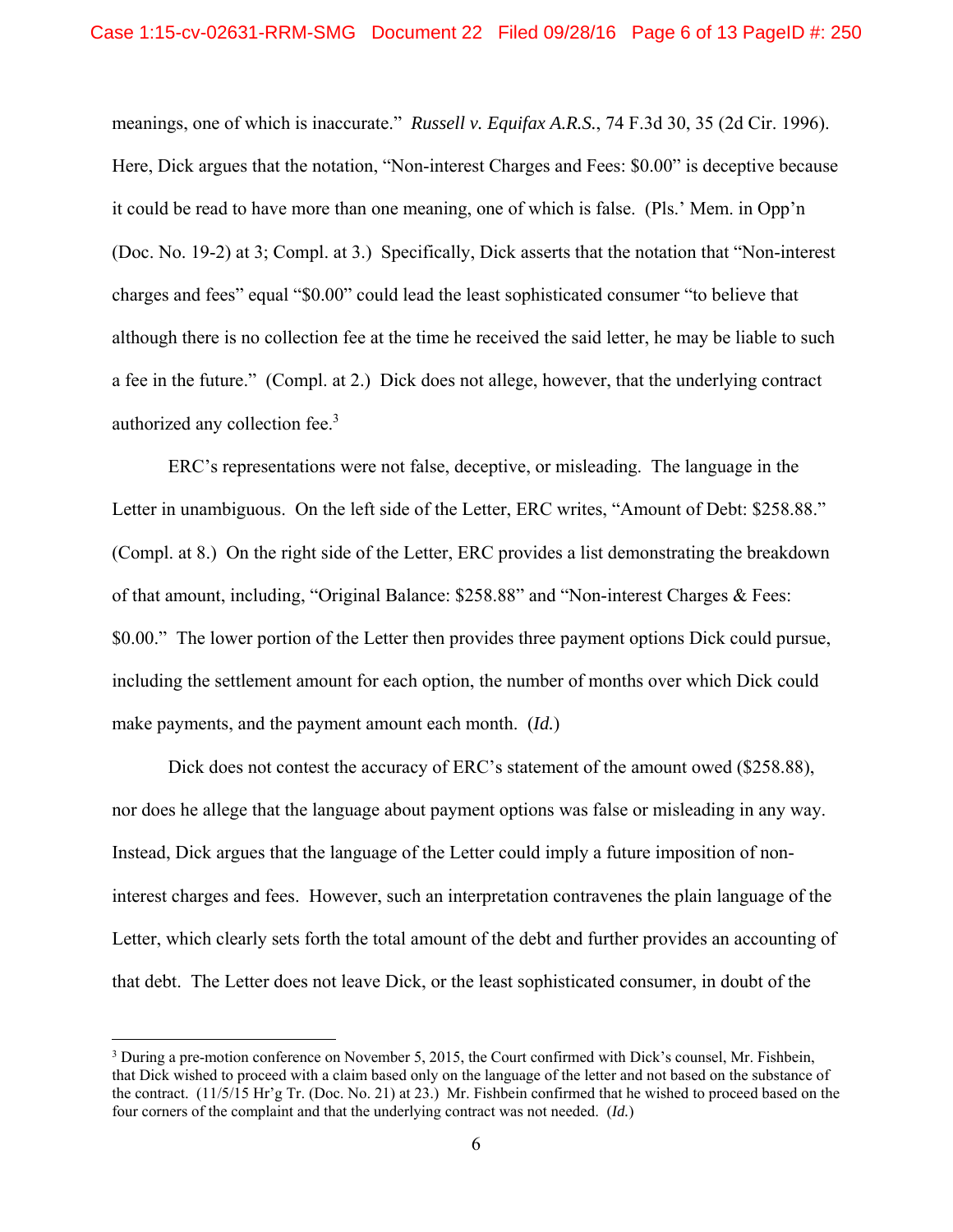meanings, one of which is inaccurate." *Russell v. Equifax A.R.S.*, 74 F.3d 30, 35 (2d Cir. 1996). Here, Dick argues that the notation, "Non-interest Charges and Fees: $0.00" is deceptive because it could be read to have more than one meaning, one of which is false. (Pls.' Mem. in Opp'n (Doc. No. 19-2) at 3; Compl. at 3.) Specifically, Dick asserts that the notation that "Non-interest charges and fees" equal "$0.00" could lead the least sophisticated consumer "to believe that although there is no collection fee at the time he received the said letter, he may be liable to such a fee in the future." (Compl. at 2.) Dick does not allege, however, that the underlying contract authorized any collection fee.[3]

ERC's representations were not false, deceptive, or misleading. The language in the Letter in unambiguous. On the left side of the Letter, ERC writes, "Amount of Debt: $258.88." (Compl. at 8.) On the right side of the Letter, ERC provides a list demonstrating the breakdown of that amount, including, "Original Balance: $258.88" and "Non-interest Charges & Fees: $0.00." The lower portion of the Letter then provides three payment options Dick could pursue, including the settlement amount for each option, the number of months over which Dick could make payments, and the payment amount each month. (*Id.*)

Dick does not contest the accuracy of ERC's statement of the amount owed ($258.88), nor does he allege that the language about payment options was false or misleading in any way. Instead, Dick argues that the language of the Letter could imply a future imposition of non-interest charges and fees. However, such an interpretation contravenes the plain language of the Letter, which clearly sets forth the total amount of the debt and further provides an accounting of that debt. The Letter does not leave Dick, or the least sophisticated consumer, in doubt of the

---

[3] During a pre-motion conference on November 5, 2015, the Court confirmed with Dick's counsel, Mr. Fishbein, that Dick wished to proceed with a claim based only on the language of the letter and not based on the substance of the contract. (11/5/15 Hr'g Tr. (Doc. No. 21) at 23.) Mr. Fishbein confirmed that he wished to proceed based on the four corners of the complaint and that the underlying contract was not needed. (*Id.*)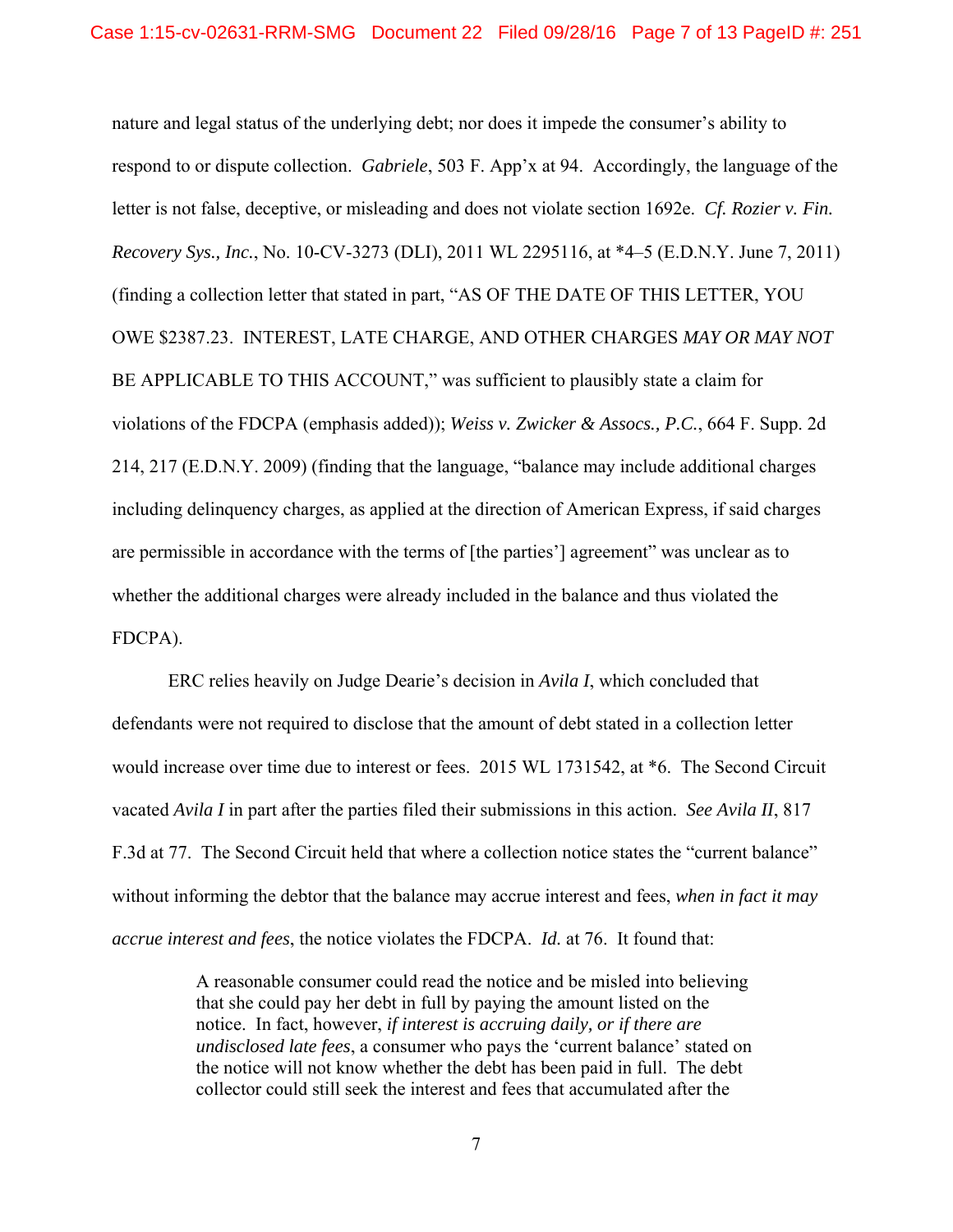nature and legal status of the underlying debt; nor does it impede the consumer's ability to respond to or dispute collection. *Gabriele*, 503 F. App'x at 94. Accordingly, the language of the letter is not false, deceptive, or misleading and does not violate section 1692e. *Cf. Rozier v. Fin. Recovery Sys., Inc.*, No. 10-CV-3273 (DLI), 2011 WL 2295116, at *4–5 (E.D.N.Y. June 7, 2011) (finding a collection letter that stated in part, "AS OF THE DATE OF THIS LETTER, YOU OWE $2387.23. INTEREST, LATE CHARGE, AND OTHER CHARGES *MAY OR MAY NOT* BE APPLICABLE TO THIS ACCOUNT," was sufficient to plausibly state a claim for violations of the FDCPA (emphasis added)); *Weiss v. Zwicker & Assocs., P.C.*, 664 F. Supp. 2d 214, 217 (E.D.N.Y. 2009) (finding that the language, "balance may include additional charges including delinquency charges, as applied at the direction of American Express, if said charges are permissible in accordance with the terms of [the parties'] agreement" was unclear as to whether the additional charges were already included in the balance and thus violated the FDCPA).

ERC relies heavily on Judge Dearie's decision in *Avila I*, which concluded that defendants were not required to disclose that the amount of debt stated in a collection letter would increase over time due to interest or fees. 2015 WL 1731542, at *6. The Second Circuit vacated *Avila I* in part after the parties filed their submissions in this action. *See Avila II*, 817 F.3d at 77. The Second Circuit held that where a collection notice states the "current balance" without informing the debtor that the balance may accrue interest and fees, *when in fact it may accrue interest and fees*, the notice violates the FDCPA. *Id.* at 76. It found that:

> A reasonable consumer could read the notice and be misled into believing that she could pay her debt in full by paying the amount listed on the notice. In fact, however, *if interest is accruing daily, or if there are undisclosed late fees*, a consumer who pays the 'current balance' stated on the notice will not know whether the debt has been paid in full. The debt collector could still seek the interest and fees that accumulated after the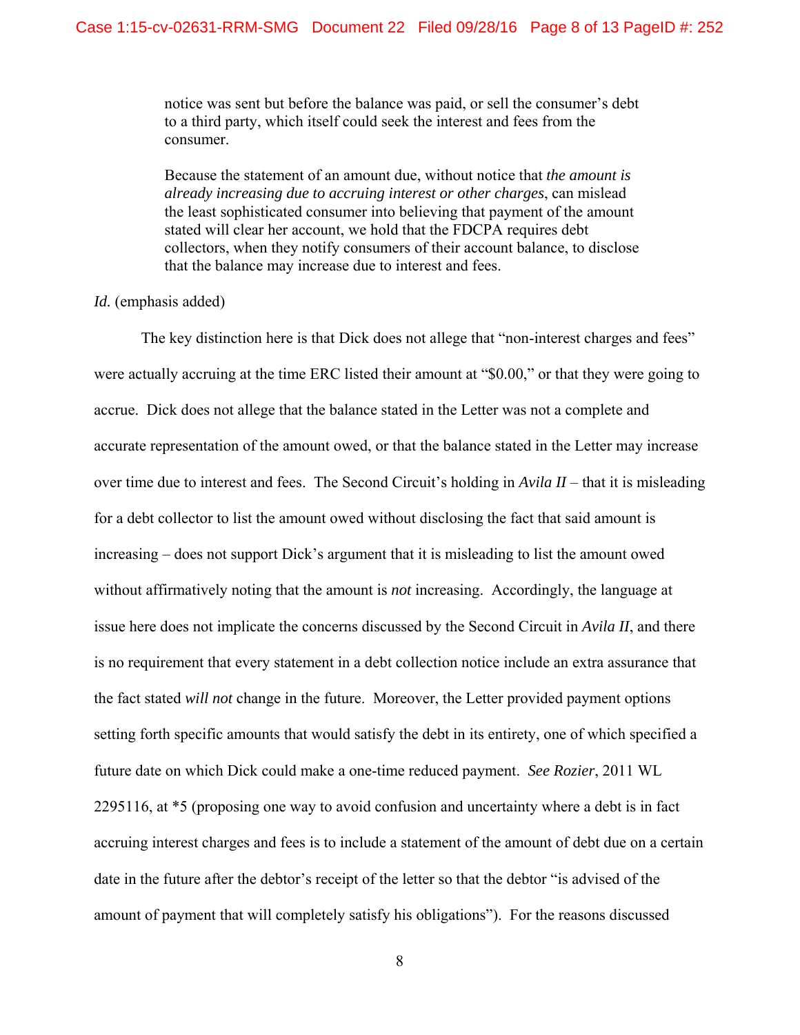> notice was sent but before the balance was paid, or sell the consumer's debt to a third party, which itself could seek the interest and fees from the consumer.
>
> Because the statement of an amount due, without notice that *the amount is already increasing due to accruing interest or other charges*, can mislead the least sophisticated consumer into believing that payment of the amount stated will clear her account, we hold that the FDCPA requires debt collectors, when they notify consumers of their account balance, to disclose that the balance may increase due to interest and fees.

*Id.* (emphasis added)

The key distinction here is that Dick does not allege that "non-interest charges and fees" were actually accruing at the time ERC listed their amount at "$0.00," or that they were going to accrue. Dick does not allege that the balance stated in the Letter was not a complete and accurate representation of the amount owed, or that the balance stated in the Letter may increase over time due to interest and fees. The Second Circuit's holding in *Avila II* – that it is misleading for a debt collector to list the amount owed without disclosing the fact that said amount is increasing – does not support Dick's argument that it is misleading to list the amount owed without affirmatively noting that the amount is *not* increasing. Accordingly, the language at issue here does not implicate the concerns discussed by the Second Circuit in *Avila II*, and there is no requirement that every statement in a debt collection notice include an extra assurance that the fact stated *will not* change in the future. Moreover, the Letter provided payment options setting forth specific amounts that would satisfy the debt in its entirety, one of which specified a future date on which Dick could make a one-time reduced payment. *See Rozier*, 2011 WL 2295116, at *5 (proposing one way to avoid confusion and uncertainty where a debt is in fact accruing interest charges and fees is to include a statement of the amount of debt due on a certain date in the future after the debtor's receipt of the letter so that the debtor "is advised of the amount of payment that will completely satisfy his obligations"). For the reasons discussed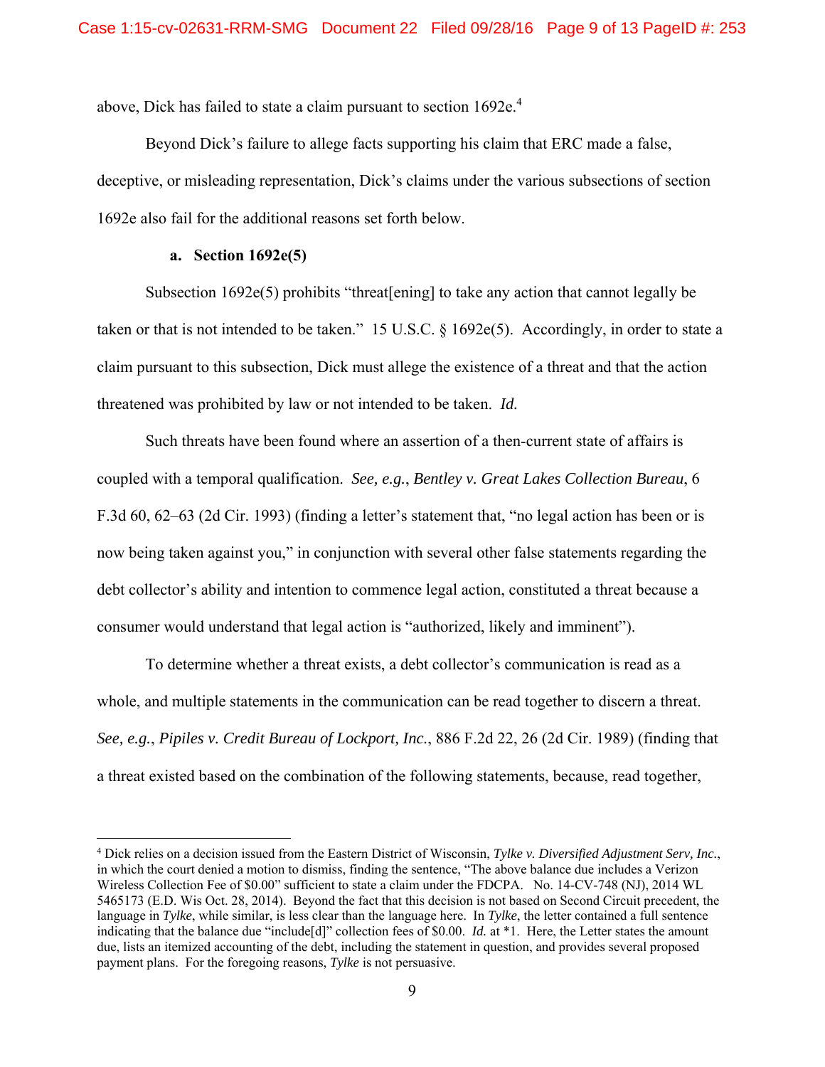above, Dick has failed to state a claim pursuant to section 1692e.[4]

Beyond Dick's failure to allege facts supporting his claim that ERC made a false, deceptive, or misleading representation, Dick's claims under the various subsections of section 1692e also fail for the additional reasons set forth below.

**a. Section 1692e(5)**

Subsection 1692e(5) prohibits "threat[ening] to take any action that cannot legally be taken or that is not intended to be taken." 15 U.S.C. § 1692e(5). Accordingly, in order to state a claim pursuant to this subsection, Dick must allege the existence of a threat and that the action threatened was prohibited by law or not intended to be taken. *Id.*

Such threats have been found where an assertion of a then-current state of affairs is coupled with a temporal qualification. *See, e.g.*, *Bentley v. Great Lakes Collection Bureau*, 6 F.3d 60, 62–63 (2d Cir. 1993) (finding a letter's statement that, "no legal action has been or is now being taken against you," in conjunction with several other false statements regarding the debt collector's ability and intention to commence legal action, constituted a threat because a consumer would understand that legal action is "authorized, likely and imminent").

To determine whether a threat exists, a debt collector's communication is read as a whole, and multiple statements in the communication can be read together to discern a threat. *See, e.g.*, *Pipiles v. Credit Bureau of Lockport, Inc.*, 886 F.2d 22, 26 (2d Cir. 1989) (finding that a threat existed based on the combination of the following statements, because, read together,

---

[4] Dick relies on a decision issued from the Eastern District of Wisconsin, *Tylke v. Diversified Adjustment Serv, Inc.*, in which the court denied a motion to dismiss, finding the sentence, "The above balance due includes a Verizon Wireless Collection Fee of $0.00" sufficient to state a claim under the FDCPA. No. 14-CV-748 (NJ), 2014 WL 5465173 (E.D. Wis Oct. 28, 2014). Beyond the fact that this decision is not based on Second Circuit precedent, the language in *Tylke*, while similar, is less clear than the language here. In *Tylke*, the letter contained a full sentence indicating that the balance due "include[d]" collection fees of $0.00. *Id.* at *1. Here, the Letter states the amount due, lists an itemized accounting of the debt, including the statement in question, and provides several proposed payment plans. For the foregoing reasons, *Tylke* is not persuasive.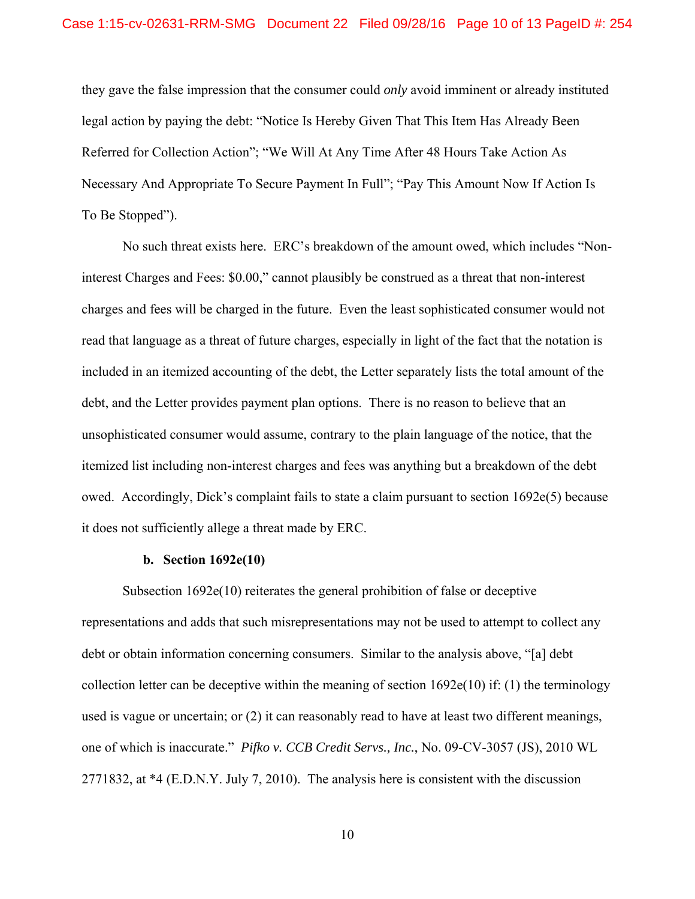they gave the false impression that the consumer could *only* avoid imminent or already instituted legal action by paying the debt: "Notice Is Hereby Given That This Item Has Already Been Referred for Collection Action"; "We Will At Any Time After 48 Hours Take Action As Necessary And Appropriate To Secure Payment In Full"; "Pay This Amount Now If Action Is To Be Stopped").

No such threat exists here. ERC's breakdown of the amount owed, which includes "Non-interest Charges and Fees: $0.00," cannot plausibly be construed as a threat that non-interest charges and fees will be charged in the future. Even the least sophisticated consumer would not read that language as a threat of future charges, especially in light of the fact that the notation is included in an itemized accounting of the debt, the Letter separately lists the total amount of the debt, and the Letter provides payment plan options. There is no reason to believe that an unsophisticated consumer would assume, contrary to the plain language of the notice, that the itemized list including non-interest charges and fees was anything but a breakdown of the debt owed. Accordingly, Dick's complaint fails to state a claim pursuant to section 1692e(5) because it does not sufficiently allege a threat made by ERC.

**b. Section 1692e(10)**

Subsection 1692e(10) reiterates the general prohibition of false or deceptive representations and adds that such misrepresentations may not be used to attempt to collect any debt or obtain information concerning consumers. Similar to the analysis above, "[a] debt collection letter can be deceptive within the meaning of section 1692e(10) if: (1) the terminology used is vague or uncertain; or (2) it can reasonably read to have at least two different meanings, one of which is inaccurate." *Pifko v. CCB Credit Servs., Inc.*, No. 09-CV-3057 (JS), 2010 WL 2771832, at *4 (E.D.N.Y. July 7, 2010). The analysis here is consistent with the discussion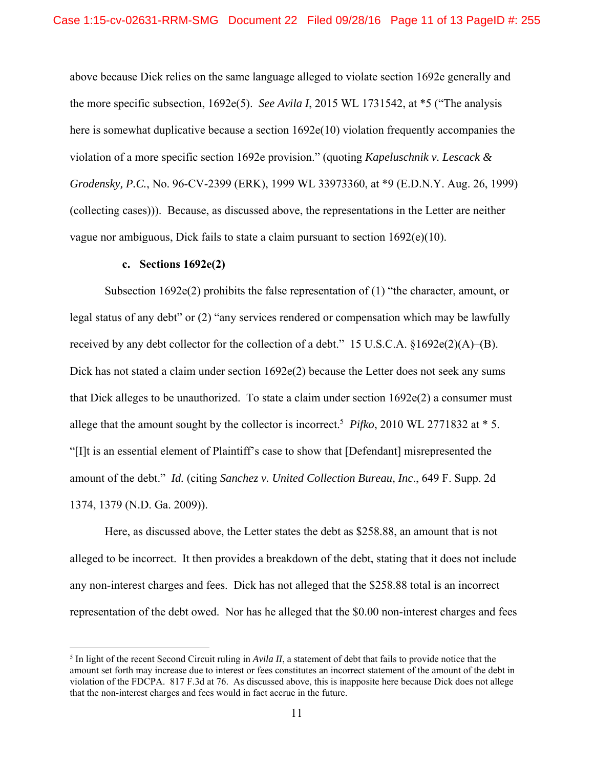above because Dick relies on the same language alleged to violate section 1692e generally and the more specific subsection, 1692e(5). *See Avila I*, 2015 WL 1731542, at *5 ("The analysis here is somewhat duplicative because a section 1692e(10) violation frequently accompanies the violation of a more specific section 1692e provision." (quoting *Kapeluschnik v. Lescack & Grodensky, P.C.*, No. 96-CV-2399 (ERK), 1999 WL 33973360, at *9 (E.D.N.Y. Aug. 26, 1999) (collecting cases))). Because, as discussed above, the representations in the Letter are neither vague nor ambiguous, Dick fails to state a claim pursuant to section 1692(e)(10).

**c. Sections 1692e(2)**

Subsection 1692e(2) prohibits the false representation of (1) "the character, amount, or legal status of any debt" or (2) "any services rendered or compensation which may be lawfully received by any debt collector for the collection of a debt." 15 U.S.C.A. §1692e(2)(A)–(B). Dick has not stated a claim under section 1692e(2) because the Letter does not seek any sums that Dick alleges to be unauthorized. To state a claim under section 1692e(2) a consumer must allege that the amount sought by the collector is incorrect.[5] *Pifko*, 2010 WL 2771832 at * 5. "[I]t is an essential element of Plaintiff's case to show that [Defendant] misrepresented the amount of the debt." *Id.* (citing *Sanchez v. United Collection Bureau, Inc.*, 649 F. Supp. 2d 1374, 1379 (N.D. Ga. 2009)).

Here, as discussed above, the Letter states the debt as $258.88, an amount that is not alleged to be incorrect. It then provides a breakdown of the debt, stating that it does not include any non-interest charges and fees. Dick has not alleged that the $258.88 total is an incorrect representation of the debt owed. Nor has he alleged that the $0.00 non-interest charges and fees

[5] In light of the recent Second Circuit ruling in *Avila II*, a statement of debt that fails to provide notice that the amount set forth may increase due to interest or fees constitutes an incorrect statement of the amount of the debt in violation of the FDCPA. 817 F.3d at 76. As discussed above, this is inapposite here because Dick does not allege that the non-interest charges and fees would in fact accrue in the future.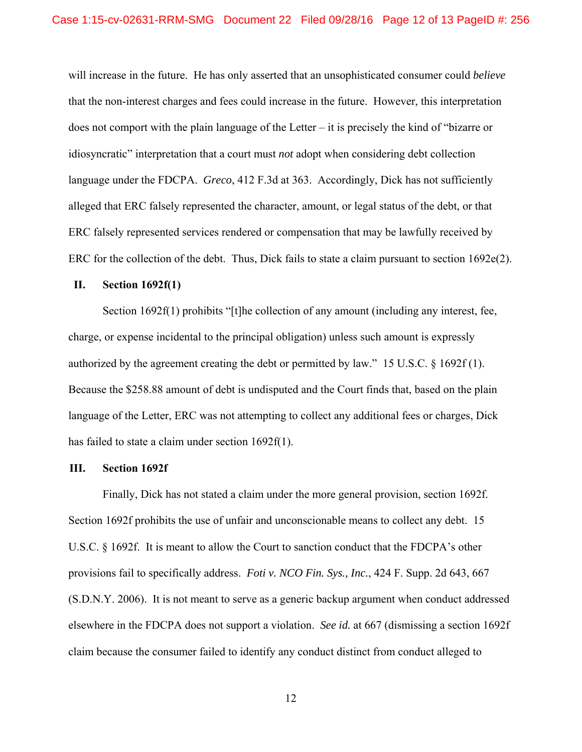will increase in the future. He has only asserted that an unsophisticated consumer could *believe* that the non-interest charges and fees could increase in the future. However, this interpretation does not comport with the plain language of the Letter – it is precisely the kind of "bizarre or idiosyncratic" interpretation that a court must *not* adopt when considering debt collection language under the FDCPA. *Greco*, 412 F.3d at 363. Accordingly, Dick has not sufficiently alleged that ERC falsely represented the character, amount, or legal status of the debt, or that ERC falsely represented services rendered or compensation that may be lawfully received by ERC for the collection of the debt. Thus, Dick fails to state a claim pursuant to section 1692e(2).

## II. Section 1692f(1)

Section 1692f(1) prohibits "[t]he collection of any amount (including any interest, fee, charge, or expense incidental to the principal obligation) unless such amount is expressly authorized by the agreement creating the debt or permitted by law." 15 U.S.C. § 1692f (1). Because the $258.88 amount of debt is undisputed and the Court finds that, based on the plain language of the Letter, ERC was not attempting to collect any additional fees or charges, Dick has failed to state a claim under section 1692f(1).

## III. Section 1692f

Finally, Dick has not stated a claim under the more general provision, section 1692f. Section 1692f prohibits the use of unfair and unconscionable means to collect any debt. 15 U.S.C. § 1692f. It is meant to allow the Court to sanction conduct that the FDCPA's other provisions fail to specifically address. *Foti v. NCO Fin. Sys., Inc.*, 424 F. Supp. 2d 643, 667 (S.D.N.Y. 2006). It is not meant to serve as a generic backup argument when conduct addressed elsewhere in the FDCPA does not support a violation. *See id.* at 667 (dismissing a section 1692f claim because the consumer failed to identify any conduct distinct from conduct alleged to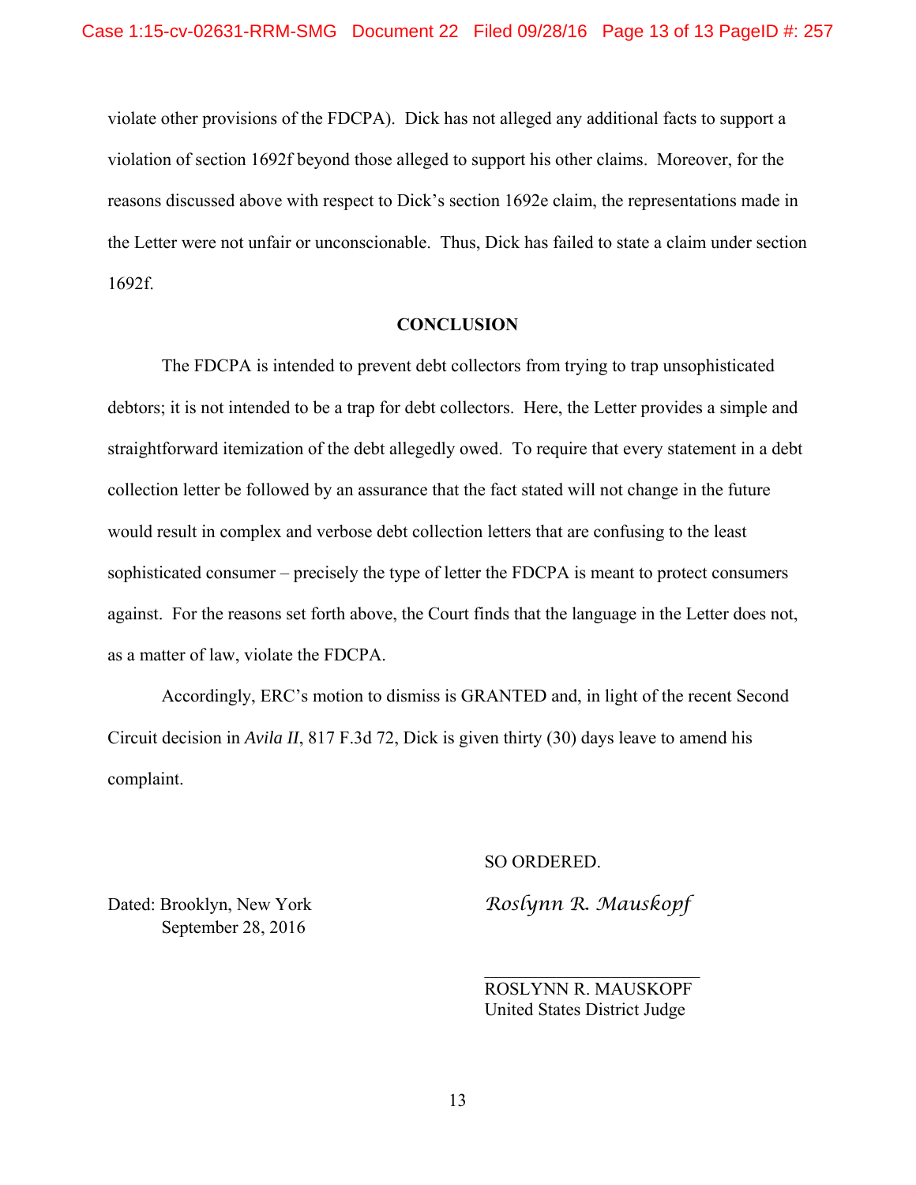violate other provisions of the FDCPA). Dick has not alleged any additional facts to support a violation of section 1692f beyond those alleged to support his other claims. Moreover, for the reasons discussed above with respect to Dick's section 1692e claim, the representations made in the Letter were not unfair or unconscionable. Thus, Dick has failed to state a claim under section 1692f.

**CONCLUSION**

The FDCPA is intended to prevent debt collectors from trying to trap unsophisticated debtors; it is not intended to be a trap for debt collectors. Here, the Letter provides a simple and straightforward itemization of the debt allegedly owed. To require that every statement in a debt collection letter be followed by an assurance that the fact stated will not change in the future would result in complex and verbose debt collection letters that are confusing to the least sophisticated consumer – precisely the type of letter the FDCPA is meant to protect consumers against. For the reasons set forth above, the Court finds that the language in the Letter does not, as a matter of law, violate the FDCPA.

Accordingly, ERC's motion to dismiss is GRANTED and, in light of the recent Second Circuit decision in *Avila II*, 817 F.3d 72, Dick is given thirty (30) days leave to amend his complaint.

SO ORDERED.

Dated: Brooklyn, New York
September 28, 2016

*Roslynn R. Mauskopf*

ROSLYNN R. MAUSKOPF
United States District Judge